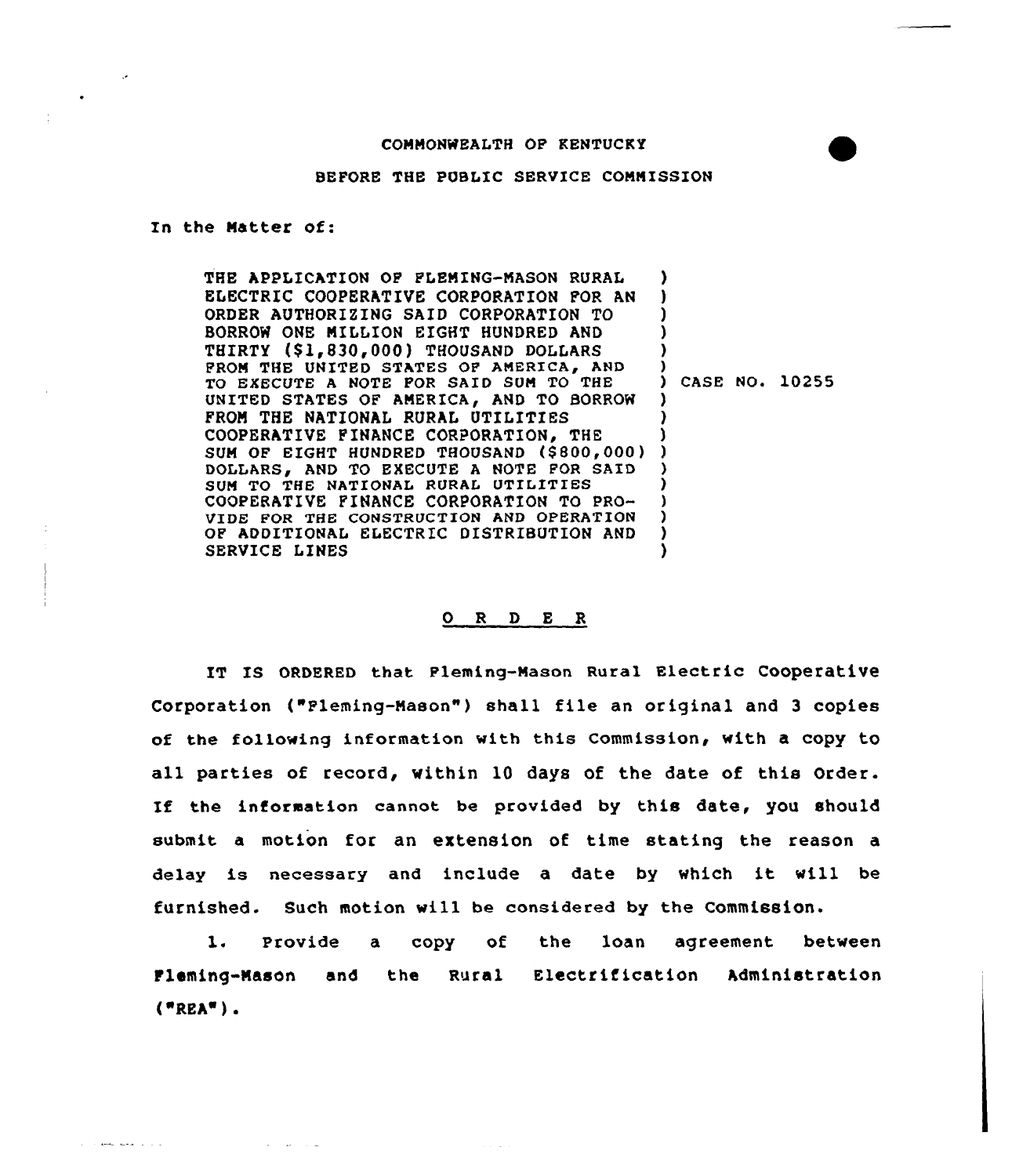COMMONWEALTH OF KENTUCKY

BEFORE THE PUBLIC SERVICE COMMISSION

In the Matter of:

THE APPLICATION OF FLEMING-MASON RURAL ELECTRIC COOPERATIVE CORPORATION FOR AN ORDER AUTHORIZING SAID CORPORATION TO BORROW ONE MILLION EIGHT HUNDRED AND THIRTY ($1,830,000) THOUSAND DOLLARS FROM THE UNITED STATES OF AMERICA, AND TO EXECUTE A NOTE FOR SAID SUM TO THE UNITED STATES OF AMERICA, AND TO BORROW FROM THE NATIONAL RURAL UTILITIES COOPERATIVE FINANCE CORPORATION, THE SUM OF EIGHT HUNDRED THOUSAND ($800,000) DOLLARS, AND TO EXECUTE A NOTE FOR SAID SUM TO THE NATIONAL RURAL UTILITIES COOPERATIVE FINANCE CORPORATION TO PROVIDE FOR THE CONSTRUCTION AND OPERATION OF ADDITIONAL ELECTRIC DISTRIBUTION AND SERVICE LINES ) CASE NO. 10255

## O R D E R

IT IS ORDERED that Fleming-Mason Rural Electric Cooperative Corporation ("Fleming-Mason") shall file an original and 3 copies of the following information with this Commission, with a copy to all parties of record, within 10 days of the date of this Order. If the information cannot be provided by this date, you should submit a motion for an extension of time stating the reason a delay is necessary and include a date by which it will be furnished. Such motion will be considered by the Commission.

1. Provide a copy of the loan agreement between Fleming-Mason and the Rural Electrification Administration ("REA").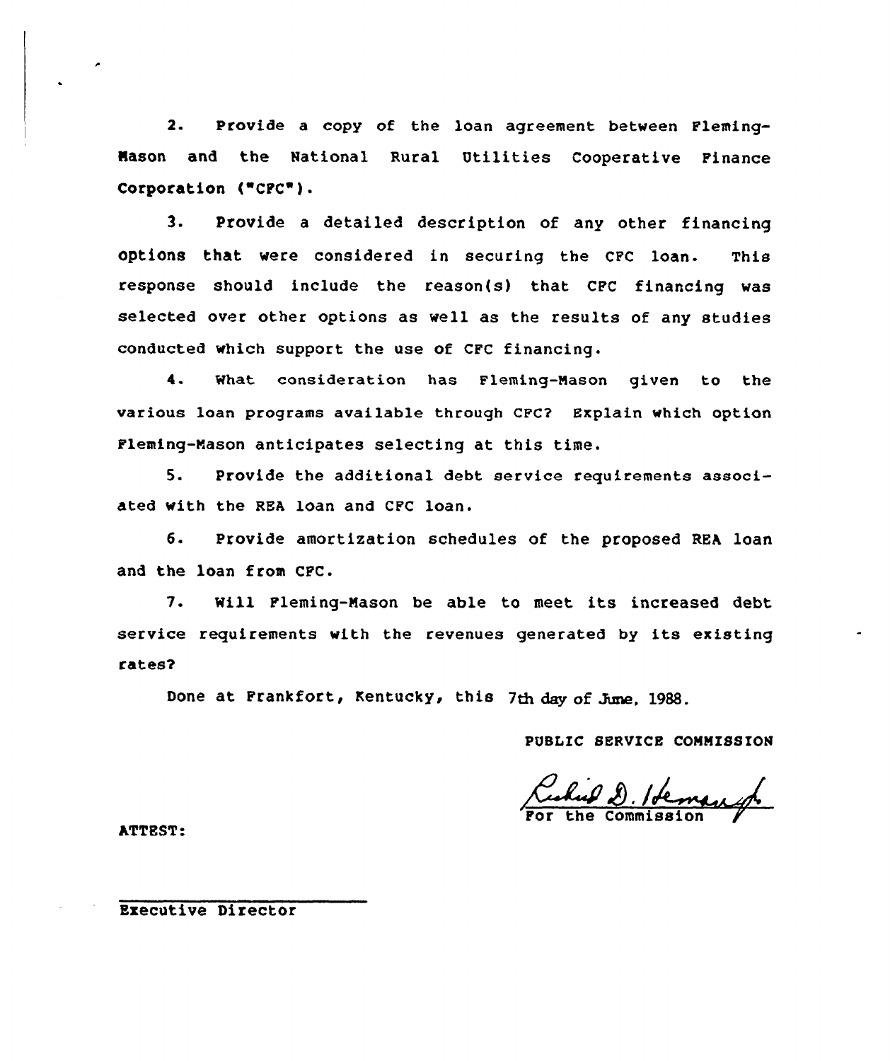2. Provide a copy of the loan agreement between Fleming-Mason and the National Rural Utilities Cooperative Finance Corporation ("CFC").

3. Provide a detailed description of any other financing options that were considered in securing the CFC loan. This response should include the reason(s) that CFC financing was selected over other options as well as the results of any studies conducted which support the use of CFC financing.

4. What consideration has Fleming-Mason given to the various loan programs available through CFC? Explain which option Fleming-Mason anticipates selecting at this time.

5. Provide the additional debt service requirements associated with the REA loan and CFC loan.

6. Provide amortization schedules of the proposed REA loan and the loan from CFC.

7. Will Fleming-Mason be able to meet its increased debt service requirements with the revenues generated by its existing rates?

Done at Frankfort, Kentucky, this 7th day of June, 1988.

PUBLIC SERVICE COMMISSION

For the Commission

ATTEST:

Executive Director